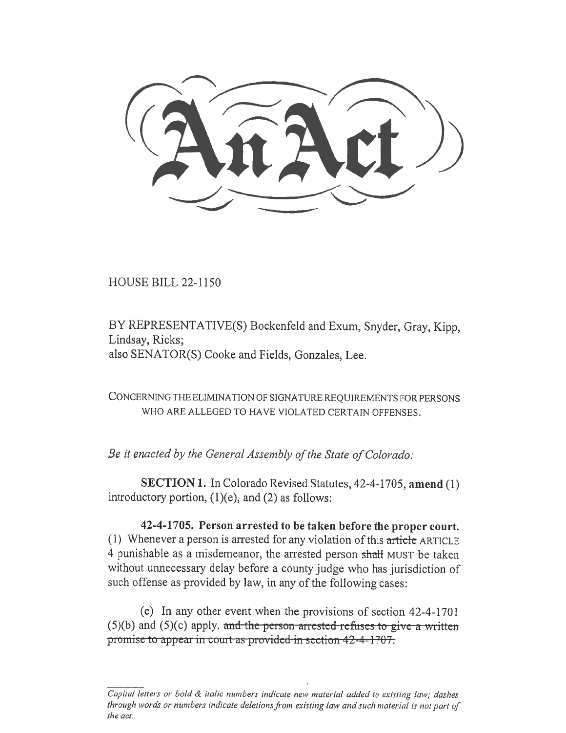# An Act

HOUSE BILL 22-1150

BY REPRESENTATIVE(S) Bockenfeld and Exum, Snyder, Gray, Kipp, Lindsay, Ricks;
also SENATOR(S) Cooke and Fields, Gonzales, Lee.

CONCERNING THE ELIMINATION OF SIGNATURE REQUIREMENTS FOR PERSONS WHO ARE ALLEGED TO HAVE VIOLATED CERTAIN OFFENSES.

*Be it enacted by the General Assembly of the State of Colorado:*

**SECTION 1.** In Colorado Revised Statutes, 42-4-1705, **amend** (1) introductory portion, (1)(e), and (2) as follows:

**42-4-1705. Person arrested to be taken before the proper court.** (1) Whenever a person is arrested for any violation of this ~~article~~ ARTICLE 4 punishable as a misdemeanor, the arrested person ~~shall~~ MUST be taken without unnecessary delay before a county judge who has jurisdiction of such offense as provided by law, in any of the following cases:

(e) In any other event when the provisions of section 42-4-1701 (5)(b) and (5)(c) apply. ~~and the person arrested refuses to give a written promise to appear in court as provided in section 42-4-1707.~~

---

*Capital letters or bold & italic numbers indicate new material added to existing law; dashes through words or numbers indicate deletions from existing law and such material is not part of the act.*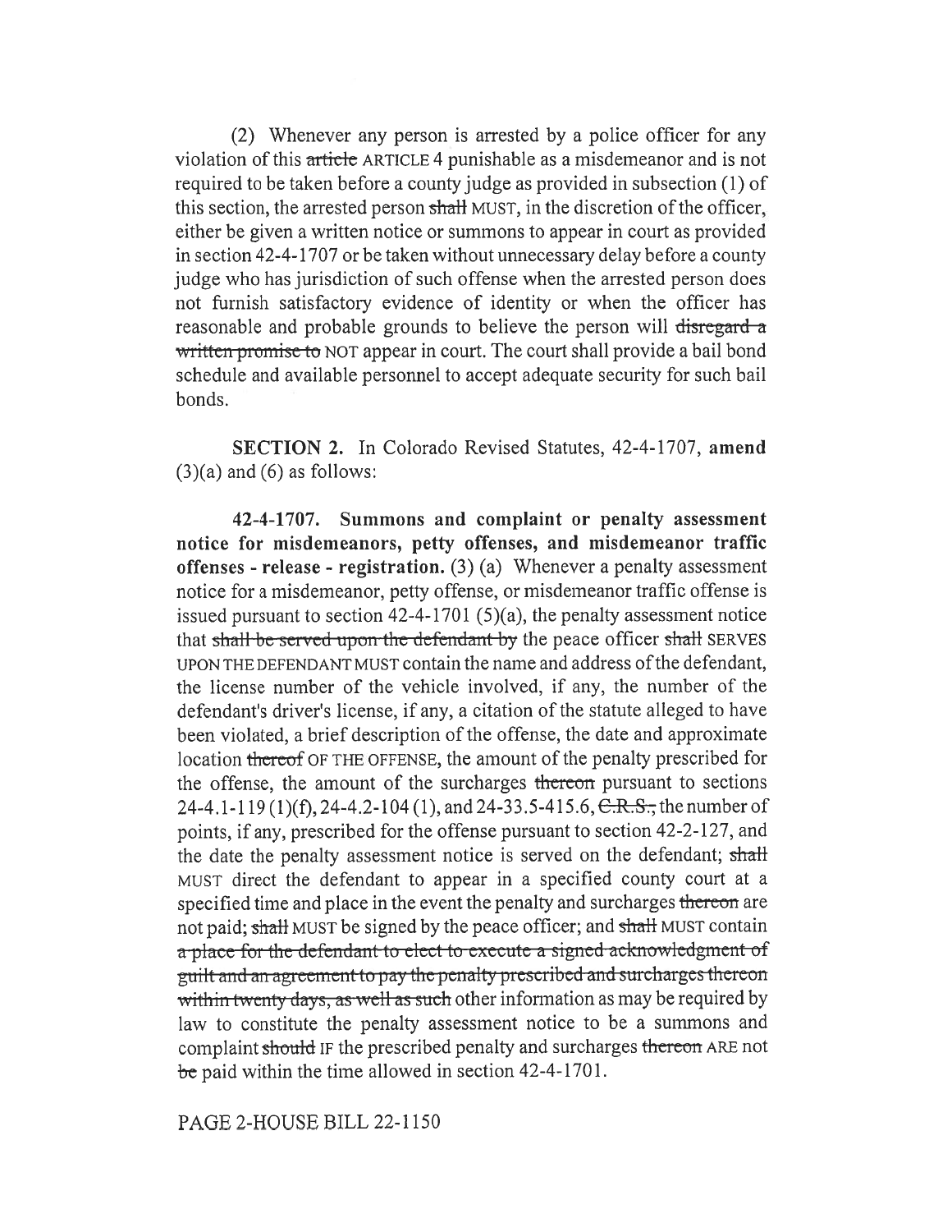(2) Whenever any person is arrested by a police officer for any violation of this ~~article~~ ARTICLE 4 punishable as a misdemeanor and is not required to be taken before a county judge as provided in subsection (1) of this section, the arrested person ~~shall~~ MUST, in the discretion of the officer, either be given a written notice or summons to appear in court as provided in section 42-4-1707 or be taken without unnecessary delay before a county judge who has jurisdiction of such offense when the arrested person does not furnish satisfactory evidence of identity or when the officer has reasonable and probable grounds to believe the person will ~~disregard a written promise to~~ NOT appear in court. The court shall provide a bail bond schedule and available personnel to accept adequate security for such bail bonds.

**SECTION 2.** In Colorado Revised Statutes, 42-4-1707, **amend** (3)(a) and (6) as follows:

**42-4-1707. Summons and complaint or penalty assessment notice for misdemeanors, petty offenses, and misdemeanor traffic offenses - release - registration.** (3) (a) Whenever a penalty assessment notice for a misdemeanor, petty offense, or misdemeanor traffic offense is issued pursuant to section 42-4-1701 (5)(a), the penalty assessment notice that ~~shall be served upon the defendant by~~ the peace officer ~~shall~~ SERVES UPON THE DEFENDANT MUST contain the name and address of the defendant, the license number of the vehicle involved, if any, the number of the defendant's driver's license, if any, a citation of the statute alleged to have been violated, a brief description of the offense, the date and approximate location ~~thereof~~ OF THE OFFENSE, the amount of the penalty prescribed for the offense, the amount of the surcharges ~~thereon~~ pursuant to sections 24-4.1-119 (1)(f), 24-4.2-104 (1), and 24-33.5-415.6, ~~C.R.S.,~~ the number of points, if any, prescribed for the offense pursuant to section 42-2-127, and the date the penalty assessment notice is served on the defendant; ~~shall~~ MUST direct the defendant to appear in a specified county court at a specified time and place in the event the penalty and surcharges ~~thereon~~ are not paid; ~~shall~~ MUST be signed by the peace officer; and ~~shall~~ MUST contain ~~a place for the defendant to elect to execute a signed acknowledgment of guilt and an agreement to pay the penalty prescribed and surcharges thereon within twenty days, as well as such~~ other information as may be required by law to constitute the penalty assessment notice to be a summons and complaint ~~should~~ IF the prescribed penalty and surcharges ~~thereon~~ ARE not ~~be~~ paid within the time allowed in section 42-4-1701.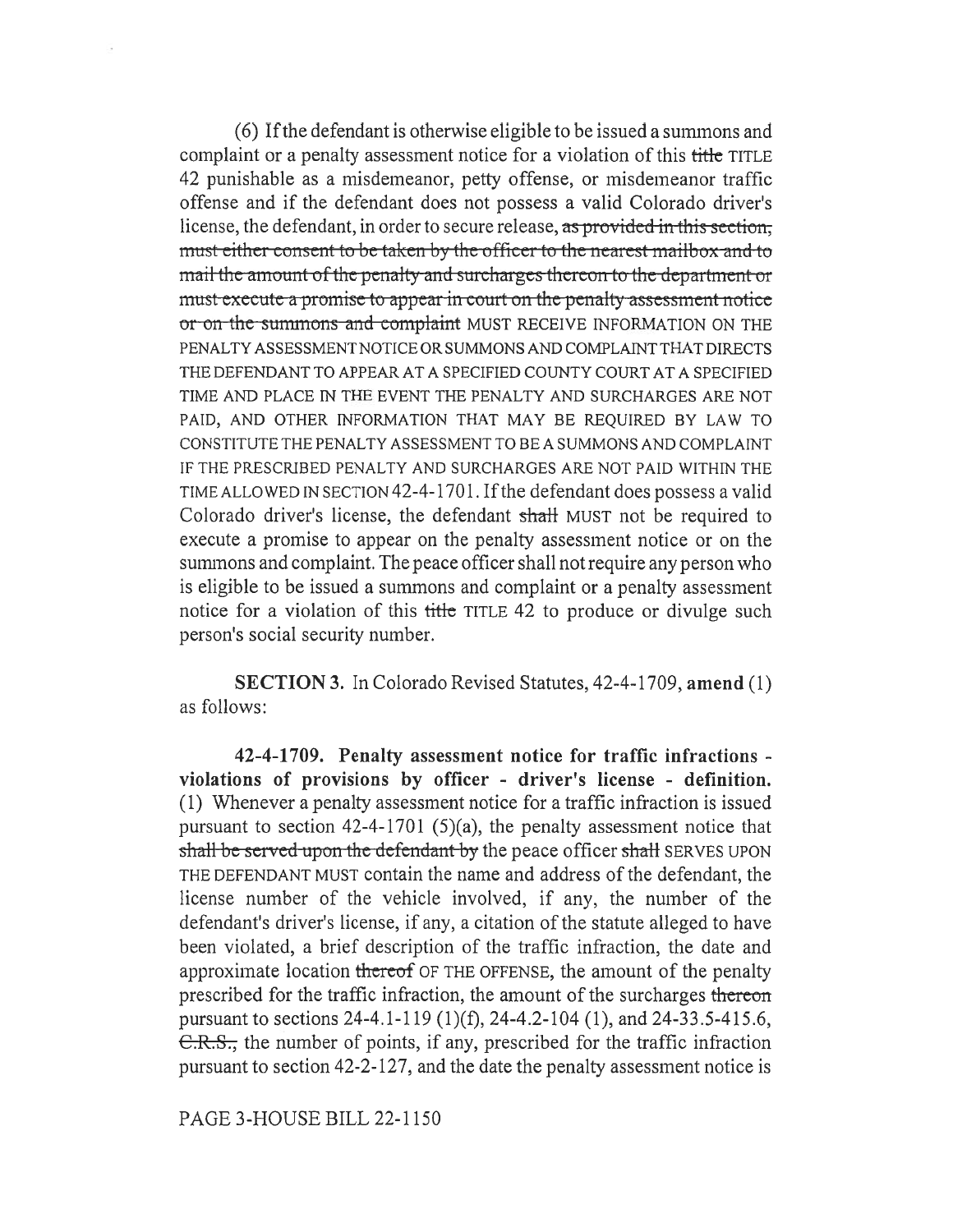(6) If the defendant is otherwise eligible to be issued a summons and complaint or a penalty assessment notice for a violation of this ~~title~~ TITLE 42 punishable as a misdemeanor, petty offense, or misdemeanor traffic offense and if the defendant does not possess a valid Colorado driver's license, the defendant, in order to secure release, ~~as provided in this section, must either consent to be taken by the officer to the nearest mailbox and to mail the amount of the penalty and surcharges thereon to the department or must execute a promise to appear in court on the penalty assessment notice or on the summons and complaint~~ MUST RECEIVE INFORMATION ON THE PENALTY ASSESSMENT NOTICE OR SUMMONS AND COMPLAINT THAT DIRECTS THE DEFENDANT TO APPEAR AT A SPECIFIED COUNTY COURT AT A SPECIFIED TIME AND PLACE IN THE EVENT THE PENALTY AND SURCHARGES ARE NOT PAID, AND OTHER INFORMATION THAT MAY BE REQUIRED BY LAW TO CONSTITUTE THE PENALTY ASSESSMENT TO BE A SUMMONS AND COMPLAINT IF THE PRESCRIBED PENALTY AND SURCHARGES ARE NOT PAID WITHIN THE TIME ALLOWED IN SECTION 42-4-1701. If the defendant does possess a valid Colorado driver's license, the defendant ~~shall~~ MUST not be required to execute a promise to appear on the penalty assessment notice or on the summons and complaint. The peace officer shall not require any person who is eligible to be issued a summons and complaint or a penalty assessment notice for a violation of this ~~title~~ TITLE 42 to produce or divulge such person's social security number.

**SECTION 3.** In Colorado Revised Statutes, 42-4-1709, **amend** (1) as follows:

**42-4-1709. Penalty assessment notice for traffic infractions - violations of provisions by officer - driver's license - definition.** (1) Whenever a penalty assessment notice for a traffic infraction is issued pursuant to section 42-4-1701 (5)(a), the penalty assessment notice that ~~shall be served upon the defendant by~~ the peace officer ~~shall~~ SERVES UPON THE DEFENDANT MUST contain the name and address of the defendant, the license number of the vehicle involved, if any, the number of the defendant's driver's license, if any, a citation of the statute alleged to have been violated, a brief description of the traffic infraction, the date and approximate location ~~thereof~~ OF THE OFFENSE, the amount of the penalty prescribed for the traffic infraction, the amount of the surcharges ~~thereon~~ pursuant to sections 24-4.1-119 (1)(f), 24-4.2-104 (1), and 24-33.5-415.6, ~~C.R.S.,~~ the number of points, if any, prescribed for the traffic infraction pursuant to section 42-2-127, and the date the penalty assessment notice is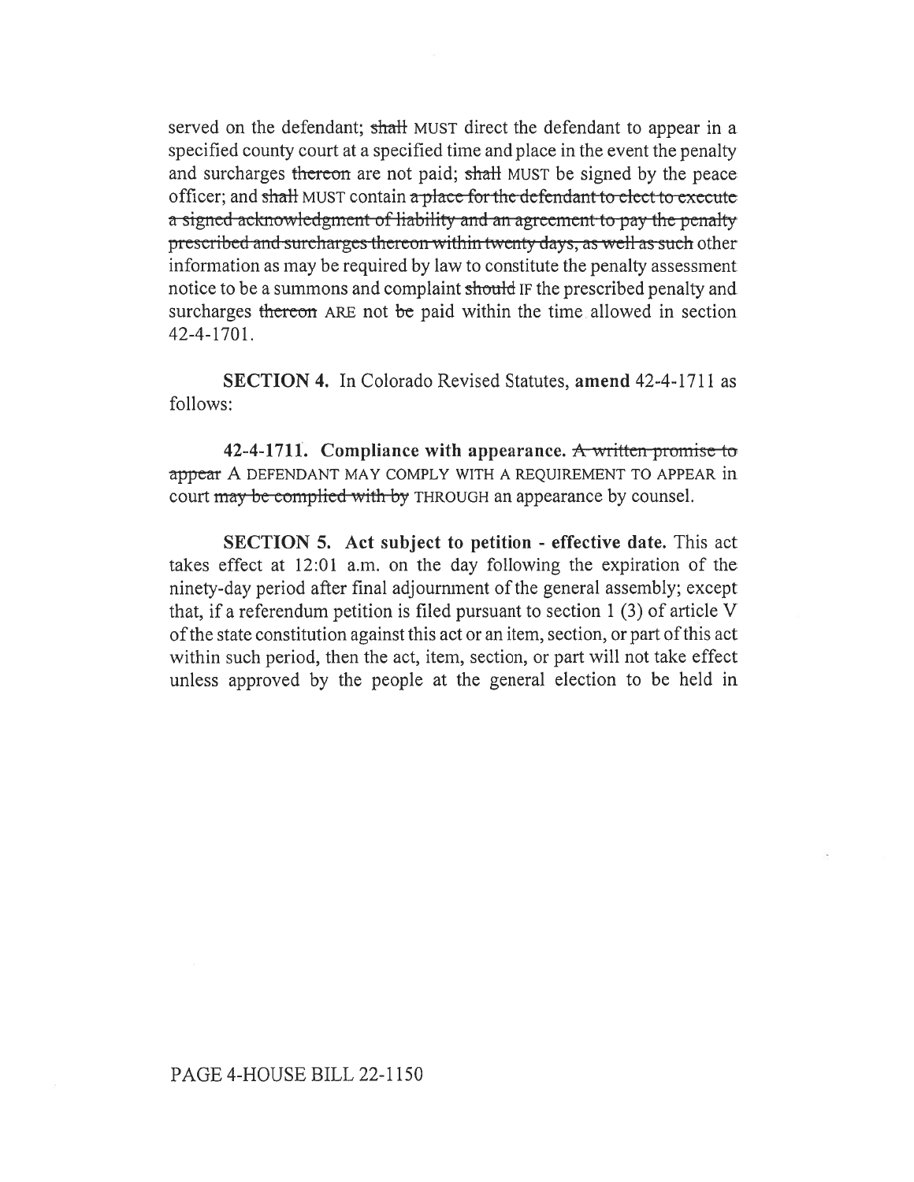served on the defendant; ~~shall~~ MUST direct the defendant to appear in a specified county court at a specified time and place in the event the penalty and surcharges ~~thereon~~ are not paid; ~~shall~~ MUST be signed by the peace officer; and ~~shall~~ MUST contain ~~a place for the defendant to elect to execute a signed acknowledgment of liability and an agreement to pay the penalty prescribed and surcharges thereon within twenty days, as well as such~~ other information as may be required by law to constitute the penalty assessment notice to be a summons and complaint ~~should~~ IF the prescribed penalty and surcharges ~~thereon~~ ARE not ~~be~~ paid within the time allowed in section 42-4-1701.

**SECTION 4.** In Colorado Revised Statutes, **amend** 42-4-1711 as follows:

**42-4-1711. Compliance with appearance.** ~~A written promise to appear~~ A DEFENDANT MAY COMPLY WITH A REQUIREMENT TO APPEAR in court ~~may be complied with by~~ THROUGH an appearance by counsel.

**SECTION 5. Act subject to petition - effective date.** This act takes effect at 12:01 a.m. on the day following the expiration of the ninety-day period after final adjournment of the general assembly; except that, if a referendum petition is filed pursuant to section 1 (3) of article V of the state constitution against this act or an item, section, or part of this act within such period, then the act, item, section, or part will not take effect unless approved by the people at the general election to be held in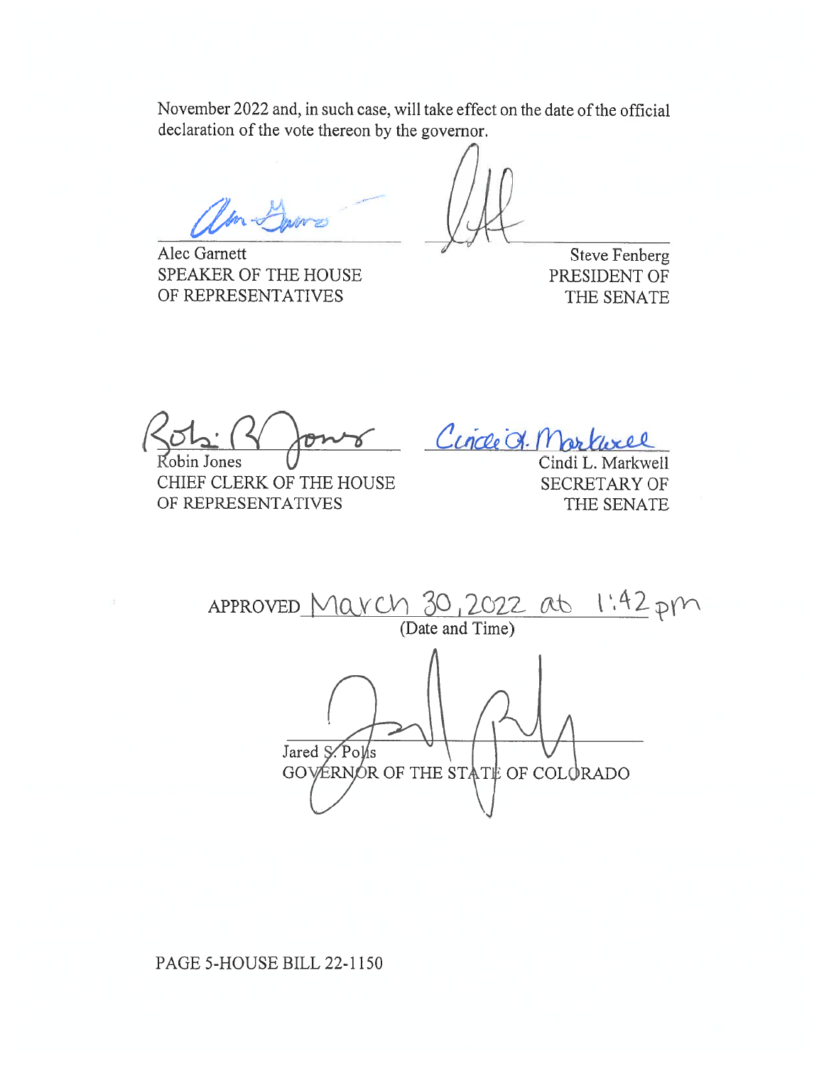November 2022 and, in such case, will take effect on the date of the official declaration of the vote thereon by the governor.

Alec Garnett
SPEAKER OF THE HOUSE
OF REPRESENTATIVES

Steve Fenberg
PRESIDENT OF
THE SENATE

Robin Jones
CHIEF CLERK OF THE HOUSE
OF REPRESENTATIVES

Cindi L. Markwell
SECRETARY OF
THE SENATE

APPROVED March 30, 2022 at 1:42 pm
(Date and Time)

Jared S. Polis
GOVERNOR OF THE STATE OF COLORADO

PAGE 5-HOUSE BILL 22-1150